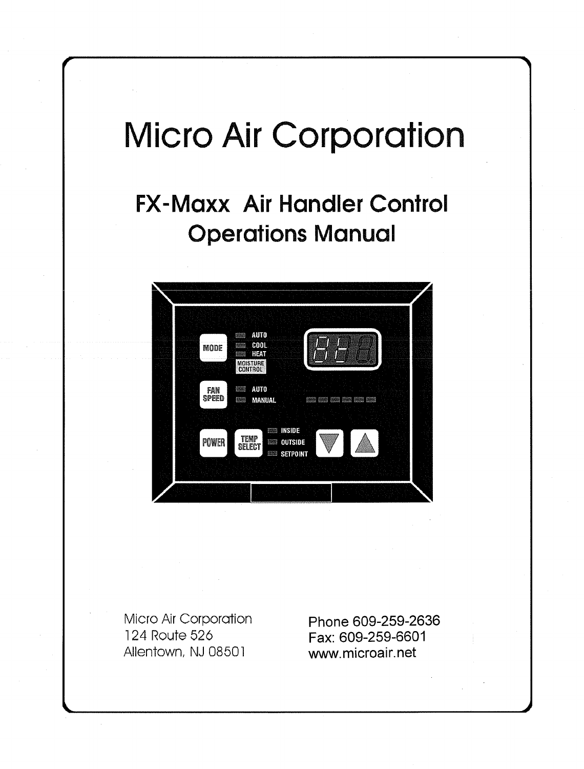# Micro Air Corporation

## FX-Maxx Air Handler Control Operations Manual

MODE
AUTO
COOL
HEAT
MOISTURE CONTROL

FAN SPEED
AUTO
MANUAL

POWER
TEMP SELECT
INSIDE
OUTSIDE
SETPOINT

Micro Air Corporation
124 Route 526
Allentown, NJ 08501

Phone 609-259-2636
Fax: 609-259-6601
www.microair.net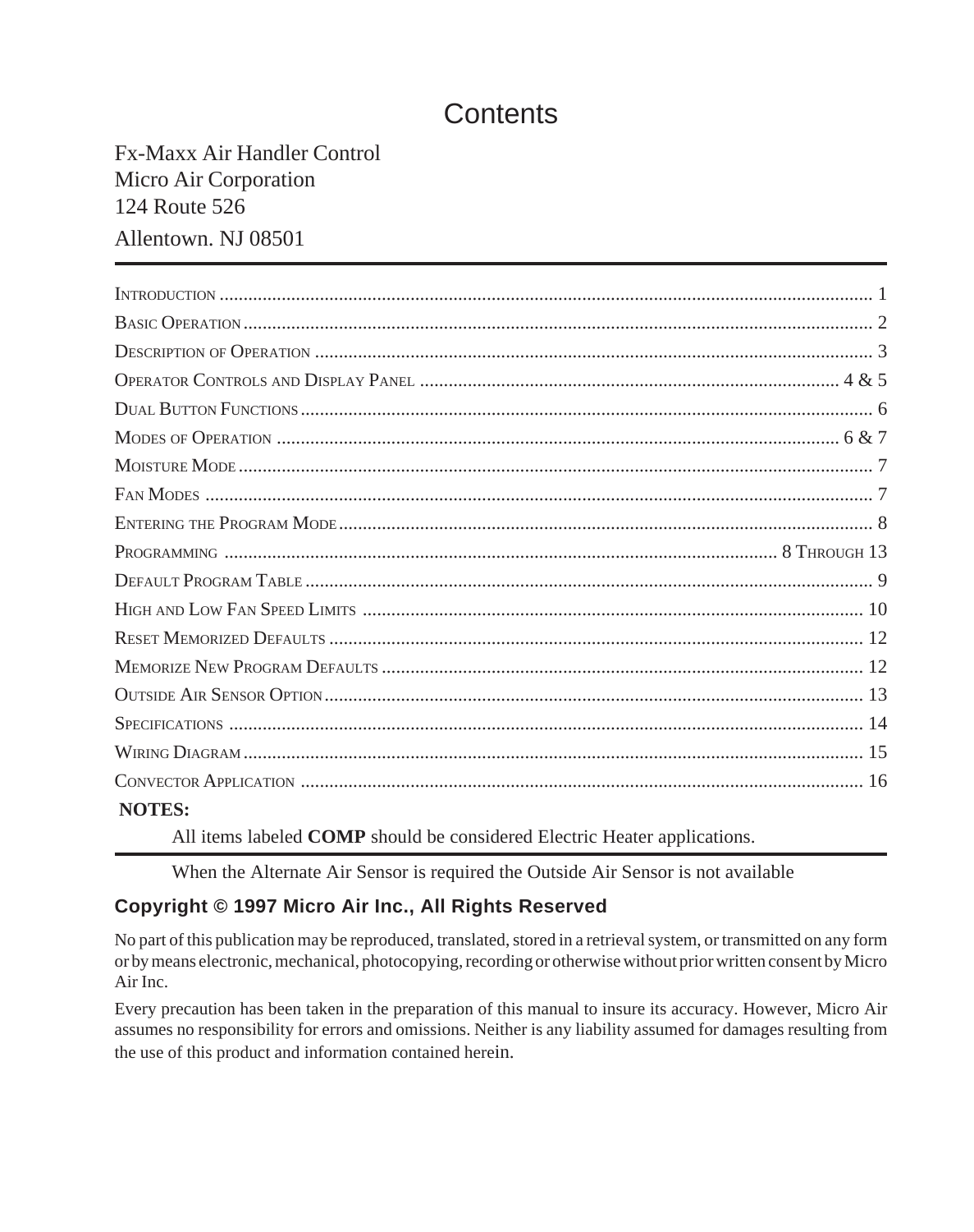# Contents

Fx-Maxx Air Handler Control
Micro Air Corporation
124 Route 526
Allentown. NJ 08501

| | |
|---|---|
| Introduction | 1 |
| Basic Operation | 2 |
| Description of Operation | 3 |
| Operator Controls and Display Panel | 4 & 5 |
| Dual Button Functions | 6 |
| Modes of Operation | 6 & 7 |
| Moisture Mode | 7 |
| Fan Modes | 7 |
| Entering the Program Mode | 8 |
| Programming | 8 Through 13 |
| Default Program Table | 9 |
| High and Low Fan Speed Limits | 10 |
| Reset Memorized Defaults | 12 |
| Memorize New Program Defaults | 12 |
| Outside Air Sensor Option | 13 |
| Specifications | 14 |
| Wiring Diagram | 15 |
| Convector Application | 16 |

**NOTES:**

All items labeled **COMP** should be considered Electric Heater applications.

When the Alternate Air Sensor is required the Outside Air Sensor is not available

**Copyright © 1997 Micro Air Inc., All Rights Reserved**

No part of this publication may be reproduced, translated, stored in a retrieval system, or transmitted on any form or by means electronic, mechanical, photocopying, recording or otherwise without prior written consent by Micro Air Inc.

Every precaution has been taken in the preparation of this manual to insure its accuracy. However, Micro Air assumes no responsibility for errors and omissions. Neither is any liability assumed for damages resulting from the use of this product and information contained herein.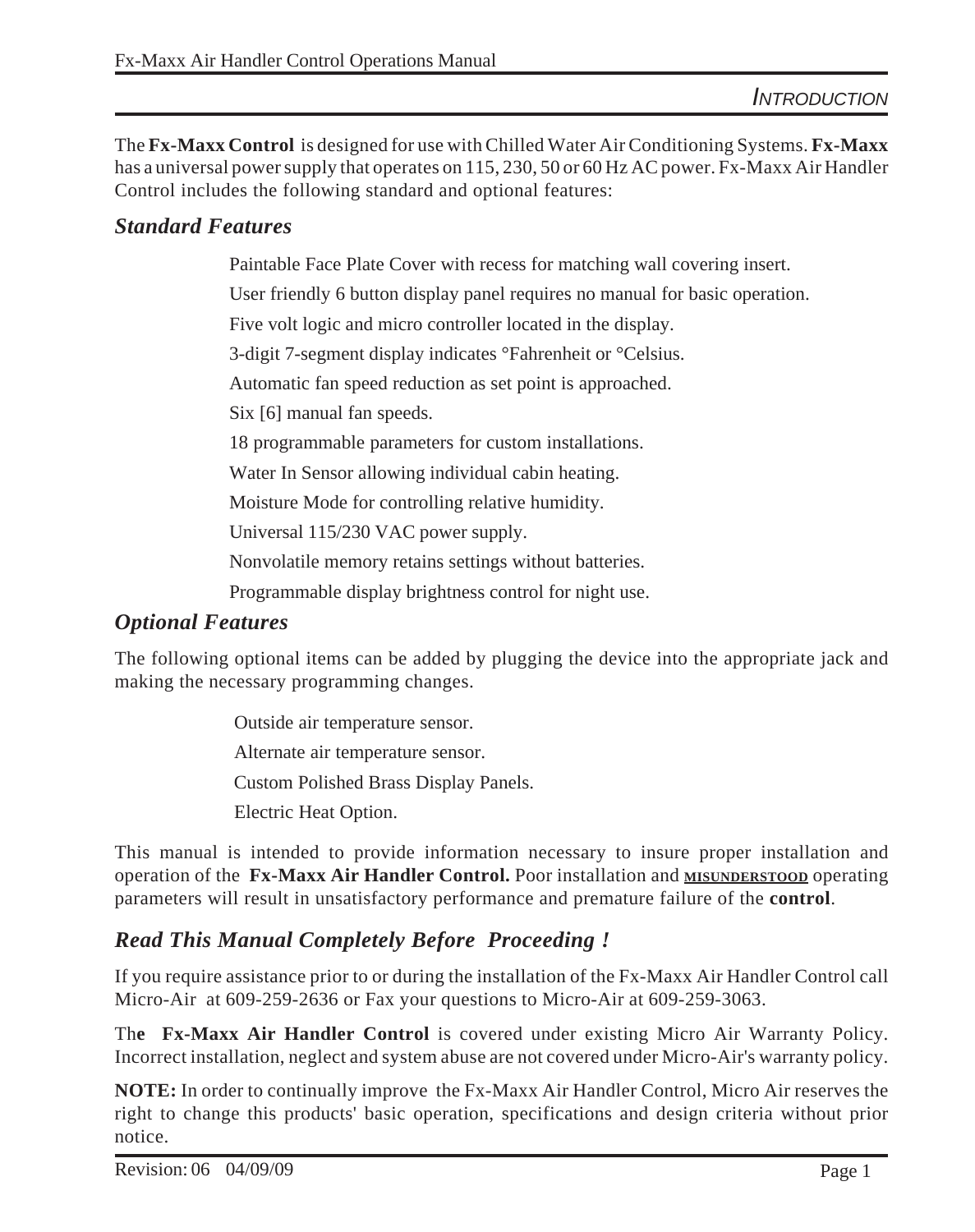## INTRODUCTION

The **Fx-Maxx Control** is designed for use with Chilled Water Air Conditioning Systems. **Fx-Maxx** has a universal power supply that operates on 115, 230, 50 or 60 Hz AC power. Fx-Maxx Air Handler Control includes the following standard and optional features:

### *Standard Features*

Paintable Face Plate Cover with recess for matching wall covering insert.

User friendly 6 button display panel requires no manual for basic operation.

Five volt logic and micro controller located in the display.

3-digit 7-segment display indicates °Fahrenheit or °Celsius.

Automatic fan speed reduction as set point is approached.

Six [6] manual fan speeds.

18 programmable parameters for custom installations.

Water In Sensor allowing individual cabin heating.

Moisture Mode for controlling relative humidity.

Universal 115/230 VAC power supply.

Nonvolatile memory retains settings without batteries.

Programmable display brightness control for night use.

### *Optional Features*

The following optional items can be added by plugging the device into the appropriate jack and making the necessary programming changes.

Outside air temperature sensor.

Alternate air temperature sensor.

Custom Polished Brass Display Panels.

Electric Heat Option.

This manual is intended to provide information necessary to insure proper installation and operation of the **Fx-Maxx Air Handler Control.** Poor installation and **MISUNDERSTOOD** operating parameters will result in unsatisfactory performance and premature failure of the **control**.

### *Read This Manual Completely Before Proceeding !*

If you require assistance prior to or during the installation of the Fx-Maxx Air Handler Control call Micro-Air at 609-259-2636 or Fax your questions to Micro-Air at 609-259-3063.

Th**e Fx-Maxx Air Handler Control** is covered under existing Micro Air Warranty Policy. Incorrect installation, neglect and system abuse are not covered under Micro-Air's warranty policy.

**NOTE:** In order to continually improve the Fx-Maxx Air Handler Control, Micro Air reserves the right to change this products' basic operation, specifications and design criteria without prior notice.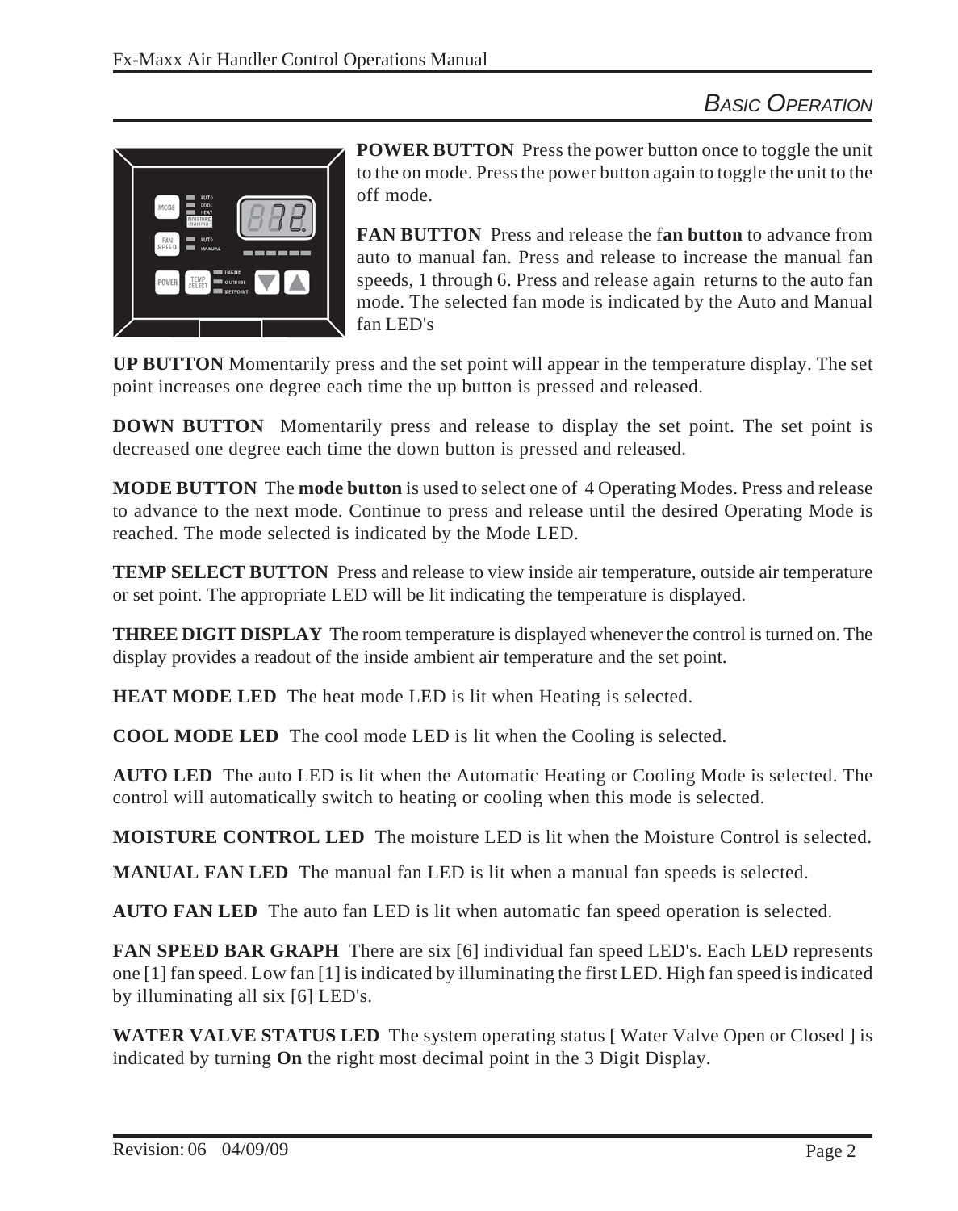## BASIC OPERATION

**POWER BUTTON** Press the power button once to toggle the unit to the on mode. Press the power button again to toggle the unit to the off mode.

**FAN BUTTON** Press and release the f**an button** to advance from auto to manual fan. Press and release to increase the manual fan speeds, 1 through 6. Press and release again returns to the auto fan mode. The selected fan mode is indicated by the Auto and Manual fan LED's

**UP BUTTON** Momentarily press and the set point will appear in the temperature display. The set point increases one degree each time the up button is pressed and released.

**DOWN BUTTON** Momentarily press and release to display the set point. The set point is decreased one degree each time the down button is pressed and released.

**MODE BUTTON** The **mode button** is used to select one of 4 Operating Modes. Press and release to advance to the next mode. Continue to press and release until the desired Operating Mode is reached. The mode selected is indicated by the Mode LED.

**TEMP SELECT BUTTON** Press and release to view inside air temperature, outside air temperature or set point. The appropriate LED will be lit indicating the temperature is displayed.

**THREE DIGIT DISPLAY** The room temperature is displayed whenever the control is turned on. The display provides a readout of the inside ambient air temperature and the set point.

**HEAT MODE LED** The heat mode LED is lit when Heating is selected.

**COOL MODE LED** The cool mode LED is lit when the Cooling is selected.

**AUTO LED** The auto LED is lit when the Automatic Heating or Cooling Mode is selected. The control will automatically switch to heating or cooling when this mode is selected.

**MOISTURE CONTROL LED** The moisture LED is lit when the Moisture Control is selected.

**MANUAL FAN LED** The manual fan LED is lit when a manual fan speeds is selected.

**AUTO FAN LED** The auto fan LED is lit when automatic fan speed operation is selected.

**FAN SPEED BAR GRAPH** There are six [6] individual fan speed LED's. Each LED represents one [1] fan speed. Low fan [1] is indicated by illuminating the first LED. High fan speed is indicated by illuminating all six [6] LED's.

**WATER VALVE STATUS LED** The system operating status [ Water Valve Open or Closed ] is indicated by turning **On** the right most decimal point in the 3 Digit Display.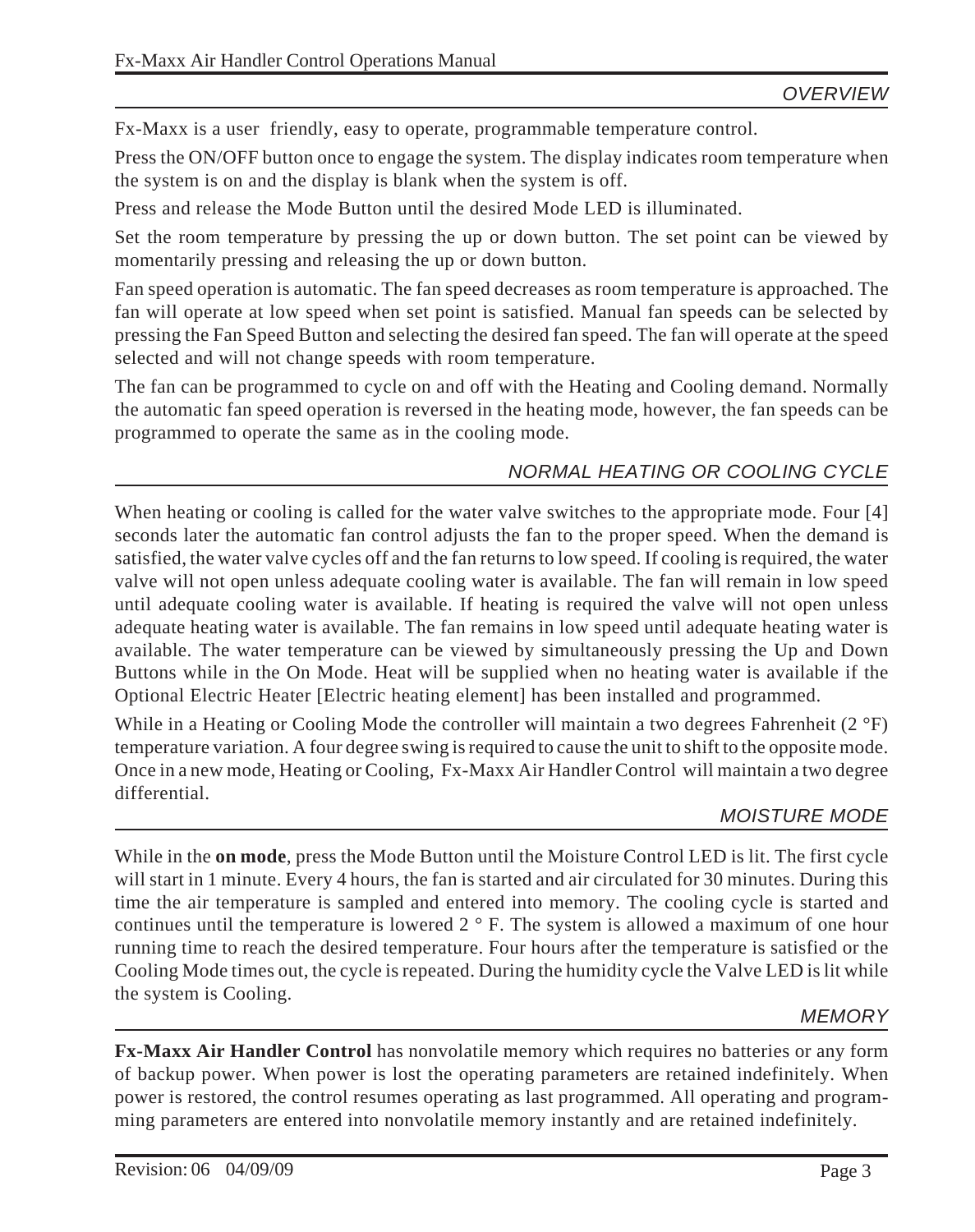## OVERVIEW

Fx-Maxx is a user friendly, easy to operate, programmable temperature control.

Press the ON/OFF button once to engage the system. The display indicates room temperature when the system is on and the display is blank when the system is off.

Press and release the Mode Button until the desired Mode LED is illuminated.

Set the room temperature by pressing the up or down button. The set point can be viewed by momentarily pressing and releasing the up or down button.

Fan speed operation is automatic. The fan speed decreases as room temperature is approached. The fan will operate at low speed when set point is satisfied. Manual fan speeds can be selected by pressing the Fan Speed Button and selecting the desired fan speed. The fan will operate at the speed selected and will not change speeds with room temperature.

The fan can be programmed to cycle on and off with the Heating and Cooling demand. Normally the automatic fan speed operation is reversed in the heating mode, however, the fan speeds can be programmed to operate the same as in the cooling mode.

## NORMAL HEATING OR COOLING CYCLE

When heating or cooling is called for the water valve switches to the appropriate mode. Four [4] seconds later the automatic fan control adjusts the fan to the proper speed. When the demand is satisfied, the water valve cycles off and the fan returns to low speed. If cooling is required, the water valve will not open unless adequate cooling water is available. The fan will remain in low speed until adequate cooling water is available. If heating is required the valve will not open unless adequate heating water is available. The fan remains in low speed until adequate heating water is available. The water temperature can be viewed by simultaneously pressing the Up and Down Buttons while in the On Mode. Heat will be supplied when no heating water is available if the Optional Electric Heater [Electric heating element] has been installed and programmed.

While in a Heating or Cooling Mode the controller will maintain a two degrees Fahrenheit (2 °F) temperature variation. A four degree swing is required to cause the unit to shift to the opposite mode. Once in a new mode, Heating or Cooling, Fx-Maxx Air Handler Control will maintain a two degree differential.

## MOISTURE MODE

While in the **on mode**, press the Mode Button until the Moisture Control LED is lit. The first cycle will start in 1 minute. Every 4 hours, the fan is started and air circulated for 30 minutes. During this time the air temperature is sampled and entered into memory. The cooling cycle is started and continues until the temperature is lowered 2 ° F. The system is allowed a maximum of one hour running time to reach the desired temperature. Four hours after the temperature is satisfied or the Cooling Mode times out, the cycle is repeated. During the humidity cycle the Valve LED is lit while the system is Cooling.

## MEMORY

**Fx-Maxx Air Handler Control** has nonvolatile memory which requires no batteries or any form of backup power. When power is lost the operating parameters are retained indefinitely. When power is restored, the control resumes operating as last programmed. All operating and programming parameters are entered into nonvolatile memory instantly and are retained indefinitely.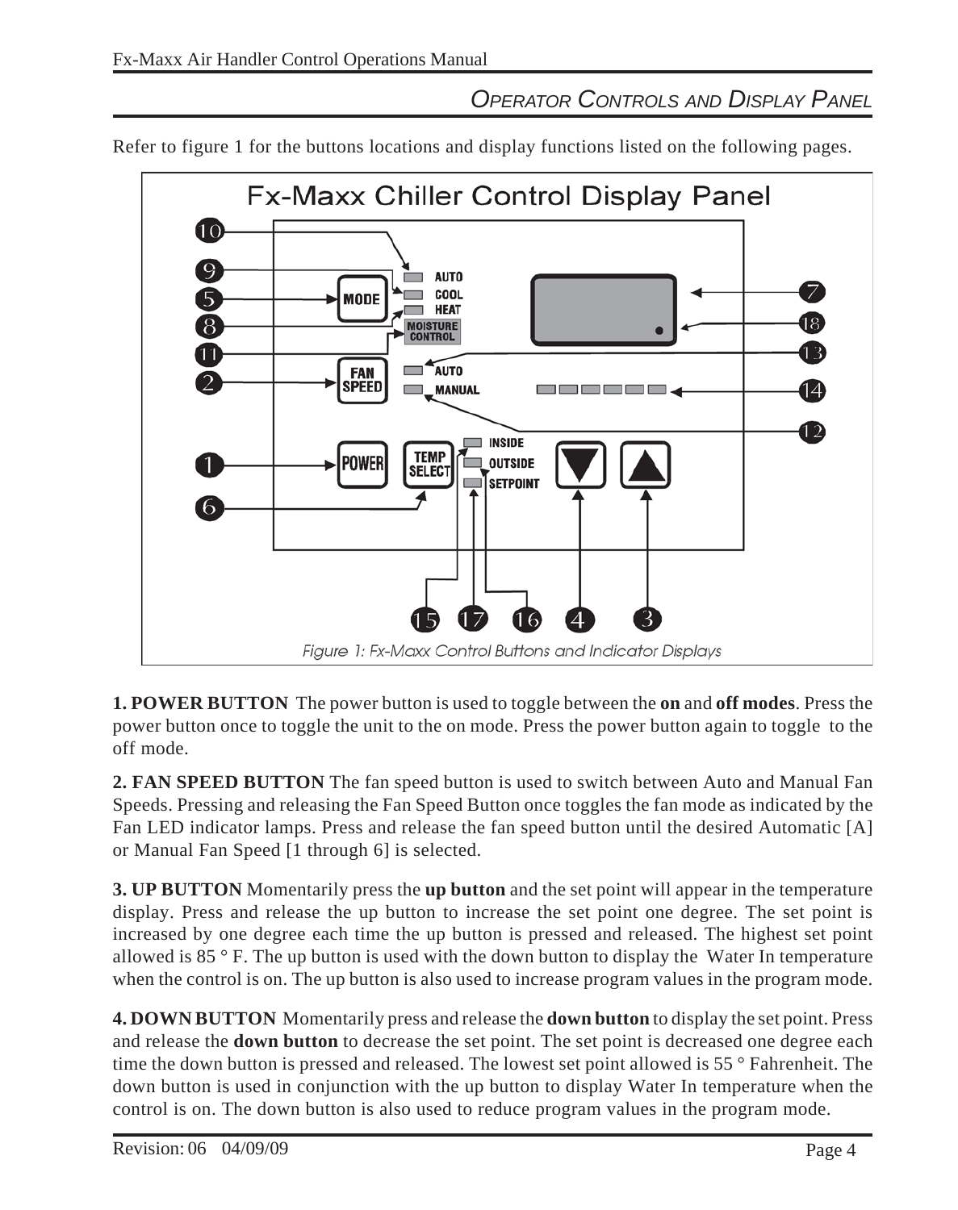## *Operator Controls and Display Panel*

Refer to figure 1 for the buttons locations and display functions listed on the following pages.

Fx-Maxx Chiller Control Display Panel

*Figure 1: Fx-Maxx Control Buttons and Indicator Displays*

**1. POWER BUTTON** The power button is used to toggle between the **on** and **off modes**. Press the power button once to toggle the unit to the on mode. Press the power button again to toggle to the off mode.

**2. FAN SPEED BUTTON** The fan speed button is used to switch between Auto and Manual Fan Speeds. Pressing and releasing the Fan Speed Button once toggles the fan mode as indicated by the Fan LED indicator lamps. Press and release the fan speed button until the desired Automatic [A] or Manual Fan Speed [1 through 6] is selected.

**3. UP BUTTON** Momentarily press the **up button** and the set point will appear in the temperature display. Press and release the up button to increase the set point one degree. The set point is increased by one degree each time the up button is pressed and released. The highest set point allowed is 85 ° F. The up button is used with the down button to display the Water In temperature when the control is on. The up button is also used to increase program values in the program mode.

**4. DOWN BUTTON** Momentarily press and release the **down button** to display the set point. Press and release the **down button** to decrease the set point. The set point is decreased one degree each time the down button is pressed and released. The lowest set point allowed is 55 ° Fahrenheit. The down button is used in conjunction with the up button to display Water In temperature when the control is on. The down button is also used to reduce program values in the program mode.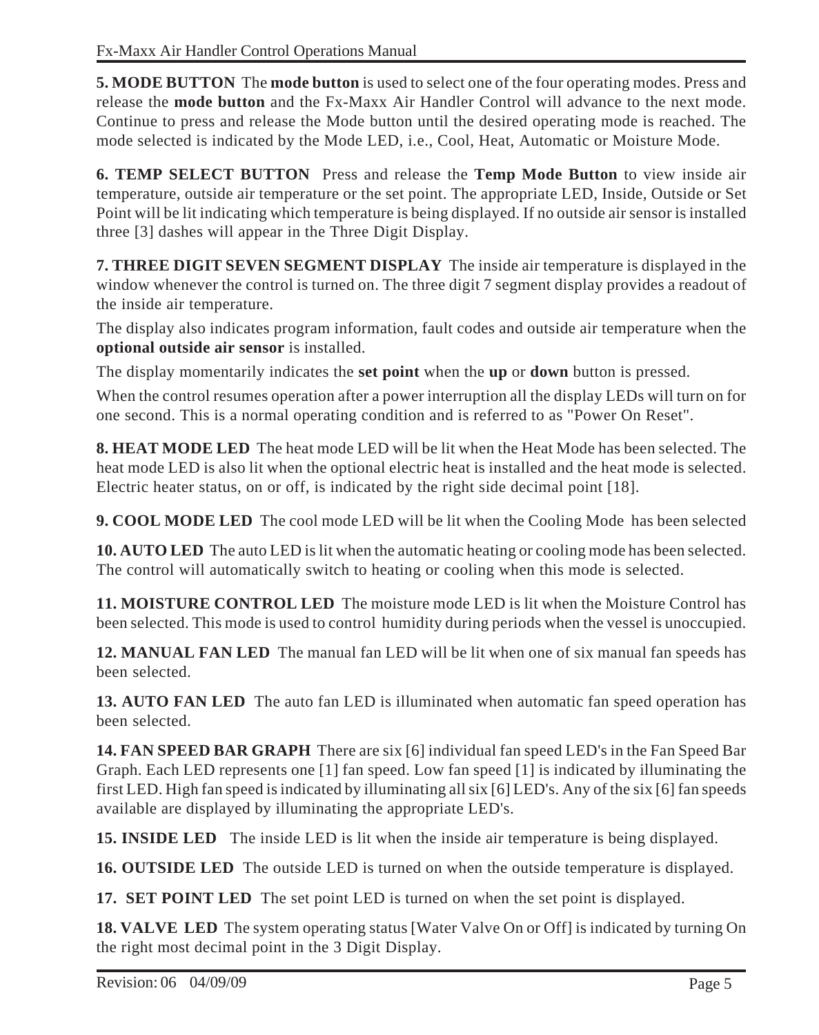**5. MODE BUTTON** The **mode button** is used to select one of the four operating modes. Press and release the **mode button** and the Fx-Maxx Air Handler Control will advance to the next mode. Continue to press and release the Mode button until the desired operating mode is reached. The mode selected is indicated by the Mode LED, i.e., Cool, Heat, Automatic or Moisture Mode.

**6. TEMP SELECT BUTTON** Press and release the **Temp Mode Button** to view inside air temperature, outside air temperature or the set point. The appropriate LED, Inside, Outside or Set Point will be lit indicating which temperature is being displayed. If no outside air sensor is installed three [3] dashes will appear in the Three Digit Display.

**7. THREE DIGIT SEVEN SEGMENT DISPLAY** The inside air temperature is displayed in the window whenever the control is turned on. The three digit 7 segment display provides a readout of the inside air temperature.

The display also indicates program information, fault codes and outside air temperature when the **optional outside air sensor** is installed.

The display momentarily indicates the **set point** when the **up** or **down** button is pressed.

When the control resumes operation after a power interruption all the display LEDs will turn on for one second. This is a normal operating condition and is referred to as "Power On Reset".

**8. HEAT MODE LED** The heat mode LED will be lit when the Heat Mode has been selected. The heat mode LED is also lit when the optional electric heat is installed and the heat mode is selected. Electric heater status, on or off, is indicated by the right side decimal point [18].

**9. COOL MODE LED** The cool mode LED will be lit when the Cooling Mode has been selected

**10. AUTO LED** The auto LED is lit when the automatic heating or cooling mode has been selected. The control will automatically switch to heating or cooling when this mode is selected.

**11. MOISTURE CONTROL LED** The moisture mode LED is lit when the Moisture Control has been selected. This mode is used to control humidity during periods when the vessel is unoccupied.

**12. MANUAL FAN LED** The manual fan LED will be lit when one of six manual fan speeds has been selected.

**13. AUTO FAN LED** The auto fan LED is illuminated when automatic fan speed operation has been selected.

**14. FAN SPEED BAR GRAPH** There are six [6] individual fan speed LED's in the Fan Speed Bar Graph. Each LED represents one [1] fan speed. Low fan speed [1] is indicated by illuminating the first LED. High fan speed is indicated by illuminating all six [6] LED's. Any of the six [6] fan speeds available are displayed by illuminating the appropriate LED's.

**15. INSIDE LED** The inside LED is lit when the inside air temperature is being displayed.

**16. OUTSIDE LED** The outside LED is turned on when the outside temperature is displayed.

**17. SET POINT LED** The set point LED is turned on when the set point is displayed.

**18. VALVE LED** The system operating status [Water Valve On or Off] is indicated by turning On the right most decimal point in the 3 Digit Display.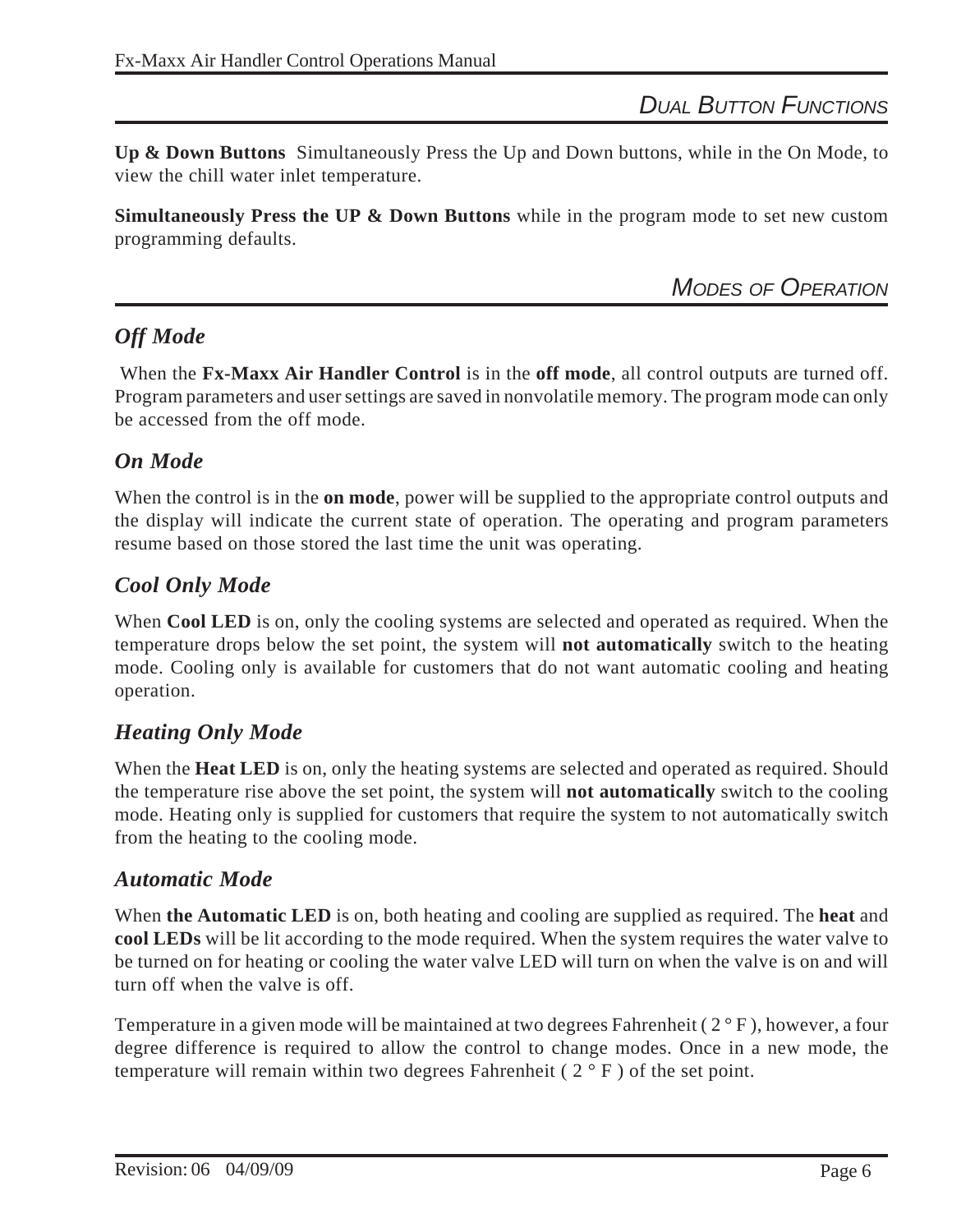## Dual Button Functions

**Up & Down Buttons** Simultaneously Press the Up and Down buttons, while in the On Mode, to view the chill water inlet temperature.

**Simultaneously Press the UP & Down Buttons** while in the program mode to set new custom programming defaults.

## Modes of Operation

### *Off Mode*

When the **Fx-Maxx Air Handler Control** is in the **off mode**, all control outputs are turned off. Program parameters and user settings are saved in nonvolatile memory. The program mode can only be accessed from the off mode.

### *On Mode*

When the control is in the **on mode**, power will be supplied to the appropriate control outputs and the display will indicate the current state of operation. The operating and program parameters resume based on those stored the last time the unit was operating.

### *Cool Only Mode*

When **Cool LED** is on, only the cooling systems are selected and operated as required. When the temperature drops below the set point, the system will **not automatically** switch to the heating mode. Cooling only is available for customers that do not want automatic cooling and heating operation.

### *Heating Only Mode*

When the **Heat LED** is on, only the heating systems are selected and operated as required. Should the temperature rise above the set point, the system will **not automatically** switch to the cooling mode. Heating only is supplied for customers that require the system to not automatically switch from the heating to the cooling mode.

### *Automatic Mode*

When **the Automatic LED** is on, both heating and cooling are supplied as required. The **heat** and **cool LEDs** will be lit according to the mode required. When the system requires the water valve to be turned on for heating or cooling the water valve LED will turn on when the valve is on and will turn off when the valve is off.

Temperature in a given mode will be maintained at two degrees Fahrenheit ( 2 ° F ), however, a four degree difference is required to allow the control to change modes. Once in a new mode, the temperature will remain within two degrees Fahrenheit ( 2 ° F ) of the set point.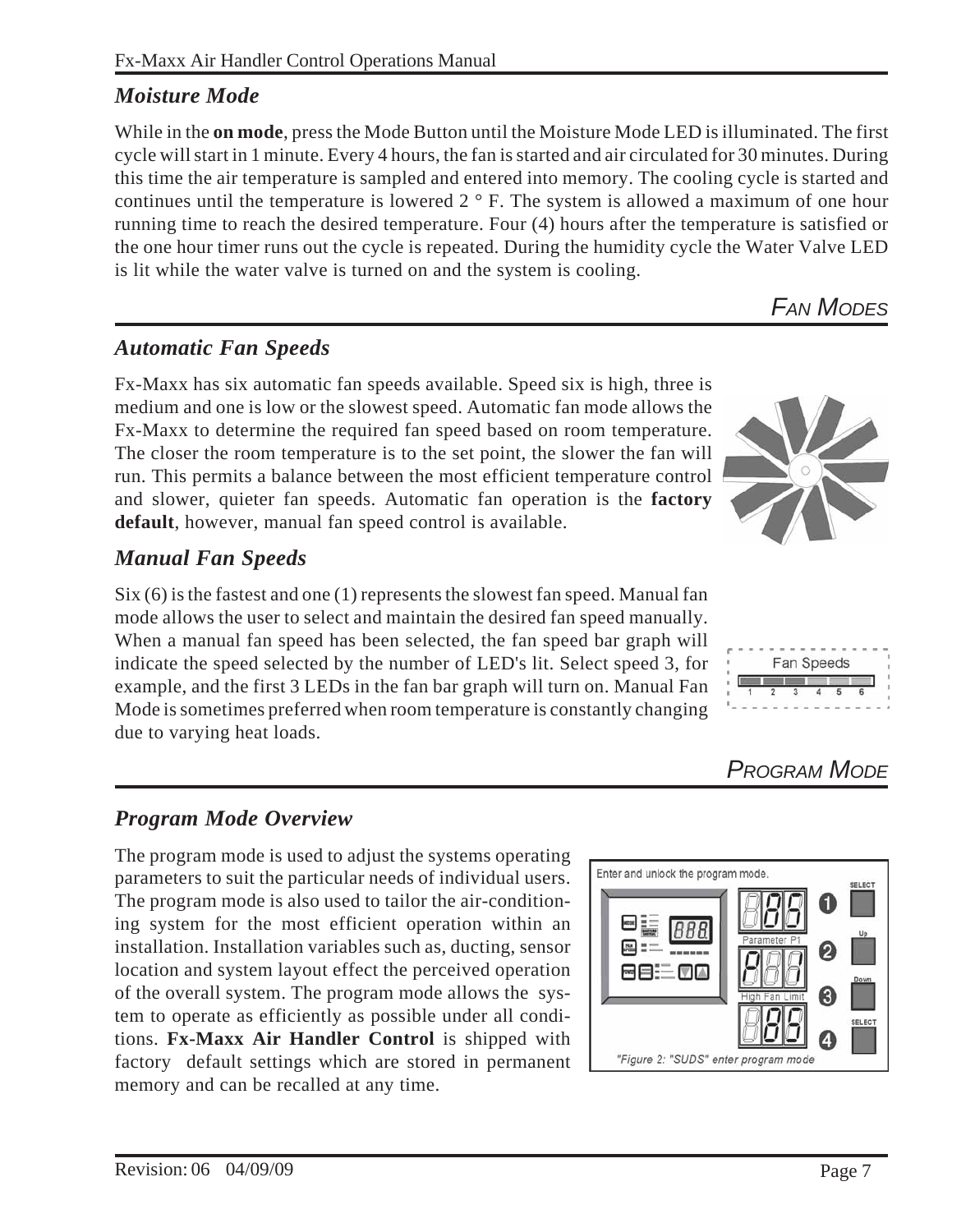## *Moisture Mode*

While in the **on mode**, press the Mode Button until the Moisture Mode LED is illuminated. The first cycle will start in 1 minute. Every 4 hours, the fan is started and air circulated for 30 minutes. During this time the air temperature is sampled and entered into memory. The cooling cycle is started and continues until the temperature is lowered 2 ° F. The system is allowed a maximum of one hour running time to reach the desired temperature. Four (4) hours after the temperature is satisfied or the one hour timer runs out the cycle is repeated. During the humidity cycle the Water Valve LED is lit while the water valve is turned on and the system is cooling.

# *Fan Modes*

## *Automatic Fan Speeds*

Fx-Maxx has six automatic fan speeds available. Speed six is high, three is medium and one is low or the slowest speed. Automatic fan mode allows the Fx-Maxx to determine the required fan speed based on room temperature. The closer the room temperature is to the set point, the slower the fan will run. This permits a balance between the most efficient temperature control and slower, quieter fan speeds. Automatic fan operation is the **factory default**, however, manual fan speed control is available.

## *Manual Fan Speeds*

Six (6) is the fastest and one (1) represents the slowest fan speed. Manual fan mode allows the user to select and maintain the desired fan speed manually. When a manual fan speed has been selected, the fan speed bar graph will indicate the speed selected by the number of LED's lit. Select speed 3, for example, and the first 3 LEDs in the fan bar graph will turn on. Manual Fan Mode is sometimes preferred when room temperature is constantly changing due to varying heat loads.

# *Program Mode*

## *Program Mode Overview*

The program mode is used to adjust the systems operating parameters to suit the particular needs of individual users. The program mode is also used to tailor the air-conditioning system for the most efficient operation within an installation. Installation variables such as, ducting, sensor location and system layout effect the perceived operation of the overall system. The program mode allows the system to operate as efficiently as possible under all conditions. **Fx-Maxx Air Handler Control** is shipped with factory default settings which are stored in permanent memory and can be recalled at any time.

"Figure 2: "SUDS" enter program mode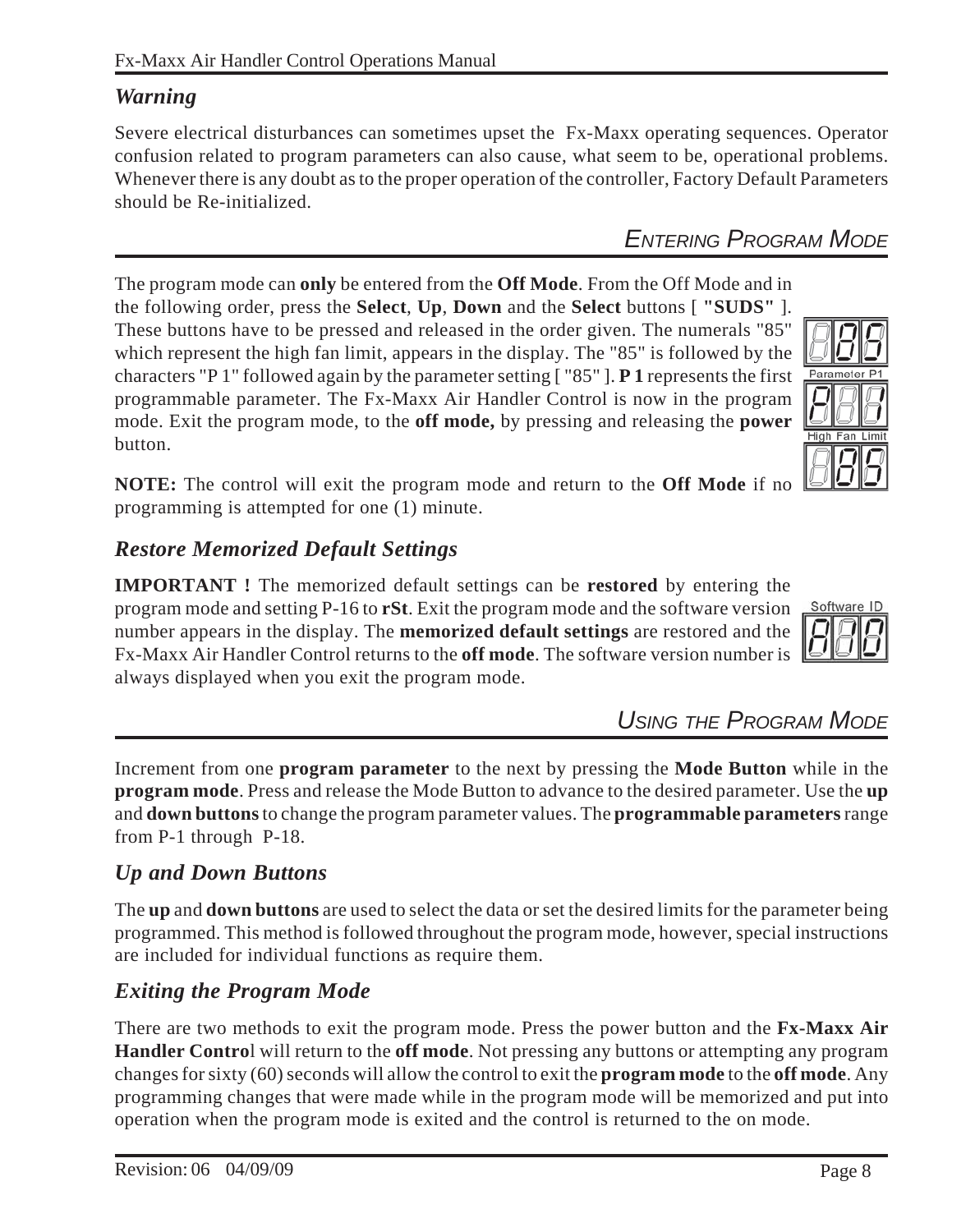## *Warning*

Severe electrical disturbances can sometimes upset the Fx-Maxx operating sequences. Operator confusion related to program parameters can also cause, what seem to be, operational problems. Whenever there is any doubt as to the proper operation of the controller, Factory Default Parameters should be Re-initialized.

## *Entering Program Mode*

The program mode can **only** be entered from the **Off Mode**. From the Off Mode and in the following order, press the **Select**, **Up**, **Down** and the **Select** buttons [ **"SUDS"** ]. These buttons have to be pressed and released in the order given. The numerals "85" which represent the high fan limit, appears in the display. The "85" is followed by the characters "P 1" followed again by the parameter setting [ "85" ]. **P 1** represents the first programmable parameter. The Fx-Maxx Air Handler Control is now in the program mode. Exit the program mode, to the **off mode,** by pressing and releasing the **power** button.

Parameter P1

High Fan Limit

**NOTE:** The control will exit the program mode and return to the **Off Mode** if no programming is attempted for one (1) minute.

### *Restore Memorized Default Settings*

**IMPORTANT !** The memorized default settings can be **restored** by entering the program mode and setting P-16 to **rSt**. Exit the program mode and the software version number appears in the display. The **memorized default settings** are restored and the Fx-Maxx Air Handler Control returns to the **off mode**. The software version number is always displayed when you exit the program mode.

Software ID

## *Using the Program Mode*

Increment from one **program parameter** to the next by pressing the **Mode Button** while in the **program mode**. Press and release the Mode Button to advance to the desired parameter. Use the **up** and **down buttons** to change the program parameter values. The **programmable parameters** range from P-1 through P-18.

### *Up and Down Buttons*

The **up** and **down buttons** are used to select the data or set the desired limits for the parameter being programmed. This method is followed throughout the program mode, however, special instructions are included for individual functions as require them.

### *Exiting the Program Mode*

There are two methods to exit the program mode. Press the power button and the **Fx-Maxx Air Handler Contro**l will return to the **off mode**. Not pressing any buttons or attempting any program changes for sixty (60) seconds will allow the control to exit the **program mode** to the **off mode**. Any programming changes that were made while in the program mode will be memorized and put into operation when the program mode is exited and the control is returned to the on mode.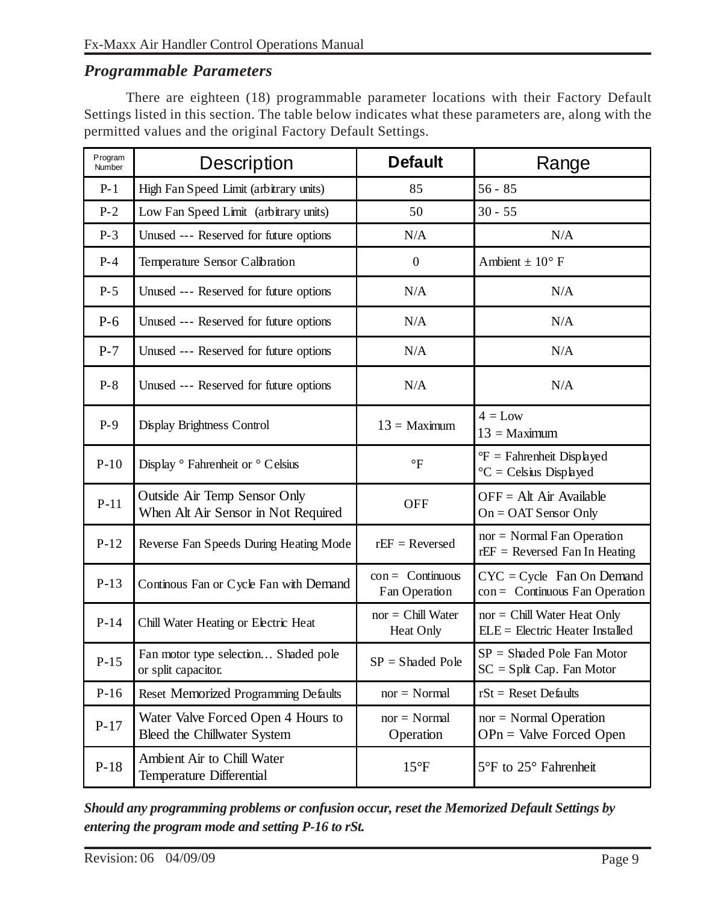## *Programmable Parameters*

There are eighteen (18) programmable parameter locations with their Factory Default Settings listed in this section. The table below indicates what these parameters are, along with the permitted values and the original Factory Default Settings.

| Program Number | Description | Default | Range |
|---|---|---|---|
| P-1 | High Fan Speed Limit (arbitrary units) | 85 | 56 - 85 |
| P-2 | Low Fan Speed Limit (arbitrary units) | 50 | 30 - 55 |
| P-3 | Unused --- Reserved for future options | N/A | N/A |
| P-4 | Temperature Sensor Calibration | 0 | Ambient ± 10° F |
| P-5 | Unused --- Reserved for future options | N/A | N/A |
| P-6 | Unused --- Reserved for future options | N/A | N/A |
| P-7 | Unused --- Reserved for future options | N/A | N/A |
| P-8 | Unused --- Reserved for future options | N/A | N/A |
| P-9 | Display Brightness Control | 13 = Maximum | 4 = Low<br>13 = Maximum |
| P-10 | Display ° Fahrenheit or ° Celsius | °F | °F = Fahrenheit Displayed<br>°C = Celsius Displayed |
| P-11 | Outside Air Temp Sensor Only When Alt Air Sensor in Not Required | OFF | OFF = Alt Air Available<br>On = OAT Sensor Only |
| P-12 | Reverse Fan Speeds During Heating Mode | rEF = Reversed | nor = Normal Fan Operation<br>rEF = Reversed Fan In Heating |
| P-13 | Continous Fan or Cycle Fan with Demand | con = Continuous Fan Operation | CYC = Cycle Fan On Demand<br>con = Continuous Fan Operation |
| P-14 | Chill Water Heating or Electric Heat | nor = Chill Water Heat Only | nor = Chill Water Heat Only<br>ELE = Electric Heater Installed |
| P-15 | Fan motor type selection… Shaded pole or split capacitor. | SP = Shaded Pole | SP = Shaded Pole Fan Motor<br>SC = Split Cap. Fan Motor |
| P-16 | Reset Memorized Programming Defaults | nor = Normal | rSt = Reset Defaults |
| P-17 | Water Valve Forced Open 4 Hours to Bleed the Chillwater System | nor = Normal Operation | nor = Normal Operation<br>OPn = Valve Forced Open |
| P-18 | Ambient Air to Chill Water Temperature Differential | 15°F | 5°F to 25° Fahrenheit |

***Should any programming problems or confusion occur, reset the Memorized Default Settings by entering the program mode and setting P-16 to rSt.***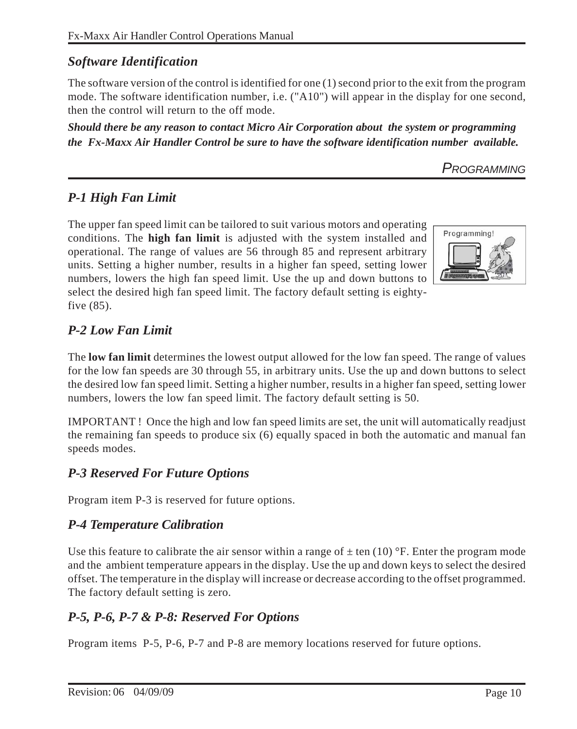## *Software Identification*

The software version of the control is identified for one (1) second prior to the exit from the program mode. The software identification number, i.e. ("A10") will appear in the display for one second, then the control will return to the off mode.

***Should there be any reason to contact Micro Air Corporation about the system or programming the Fx-Maxx Air Handler Control be sure to have the software identification number available.***

# *Programming*

## *P-1 High Fan Limit*

The upper fan speed limit can be tailored to suit various motors and operating conditions. The **high fan limit** is adjusted with the system installed and operational. The range of values are 56 through 85 and represent arbitrary units. Setting a higher number, results in a higher fan speed, setting lower numbers, lowers the high fan speed limit. Use the up and down buttons to select the desired high fan speed limit. The factory default setting is eighty-five (85).

## *P-2 Low Fan Limit*

The **low fan limit** determines the lowest output allowed for the low fan speed. The range of values for the low fan speeds are 30 through 55, in arbitrary units. Use the up and down buttons to select the desired low fan speed limit. Setting a higher number, results in a higher fan speed, setting lower numbers, lowers the low fan speed limit. The factory default setting is 50.

IMPORTANT ! Once the high and low fan speed limits are set, the unit will automatically readjust the remaining fan speeds to produce six (6) equally spaced in both the automatic and manual fan speeds modes.

## *P-3 Reserved For Future Options*

Program item P-3 is reserved for future options.

## *P-4 Temperature Calibration*

Use this feature to calibrate the air sensor within a range of ± ten (10) °F. Enter the program mode and the ambient temperature appears in the display. Use the up and down keys to select the desired offset. The temperature in the display will increase or decrease according to the offset programmed. The factory default setting is zero.

## *P-5, P-6, P-7 & P-8: Reserved For Options*

Program items P-5, P-6, P-7 and P-8 are memory locations reserved for future options.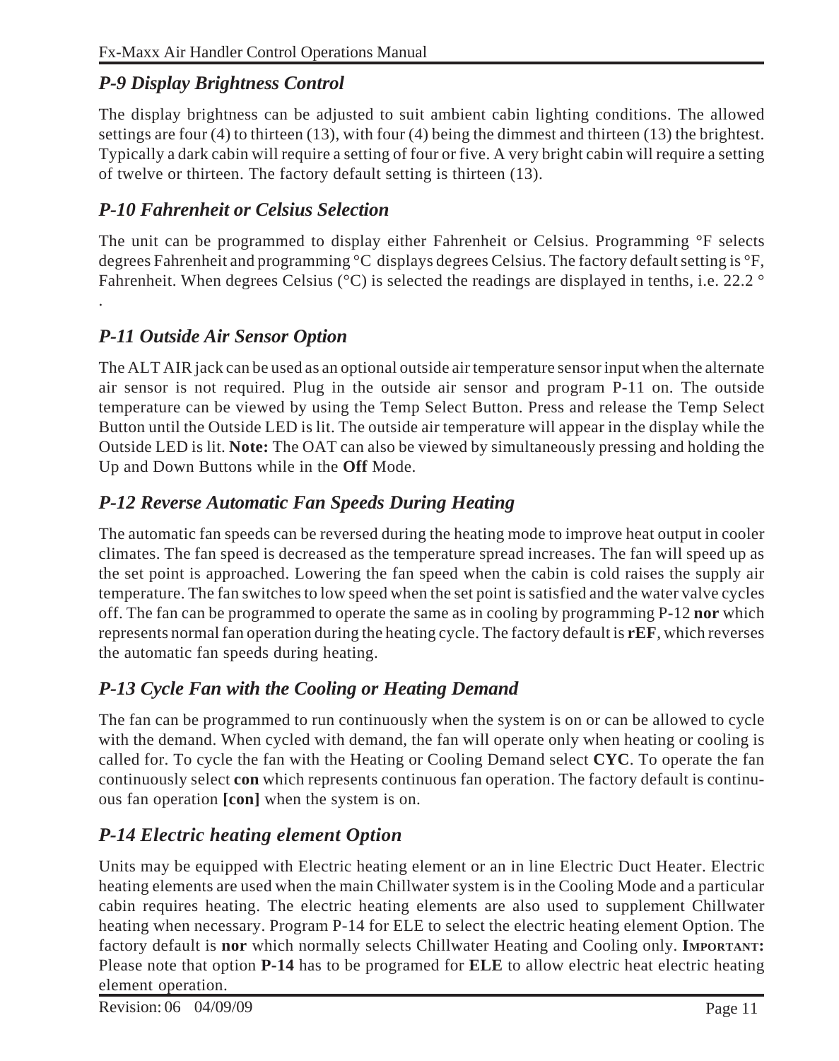## *P-9 Display Brightness Control*

The display brightness can be adjusted to suit ambient cabin lighting conditions. The allowed settings are four (4) to thirteen (13), with four (4) being the dimmest and thirteen (13) the brightest. Typically a dark cabin will require a setting of four or five. A very bright cabin will require a setting of twelve or thirteen. The factory default setting is thirteen (13).

## *P-10 Fahrenheit or Celsius Selection*

The unit can be programmed to display either Fahrenheit or Celsius. Programming °F selects degrees Fahrenheit and programming °C displays degrees Celsius. The factory default setting is °F, Fahrenheit. When degrees Celsius (°C) is selected the readings are displayed in tenths, i.e. 22.2 ° .

## *P-11 Outside Air Sensor Option*

The ALT AIR jack can be used as an optional outside air temperature sensor input when the alternate air sensor is not required. Plug in the outside air sensor and program P-11 on. The outside temperature can be viewed by using the Temp Select Button. Press and release the Temp Select Button until the Outside LED is lit. The outside air temperature will appear in the display while the Outside LED is lit. **Note:** The OAT can also be viewed by simultaneously pressing and holding the Up and Down Buttons while in the **Off** Mode.

## *P-12 Reverse Automatic Fan Speeds During Heating*

The automatic fan speeds can be reversed during the heating mode to improve heat output in cooler climates. The fan speed is decreased as the temperature spread increases. The fan will speed up as the set point is approached. Lowering the fan speed when the cabin is cold raises the supply air temperature. The fan switches to low speed when the set point is satisfied and the water valve cycles off. The fan can be programmed to operate the same as in cooling by programming P-12 **nor** which represents normal fan operation during the heating cycle. The factory default is **rEF**, which reverses the automatic fan speeds during heating.

## *P-13 Cycle Fan with the Cooling or Heating Demand*

The fan can be programmed to run continuously when the system is on or can be allowed to cycle with the demand. When cycled with demand, the fan will operate only when heating or cooling is called for. To cycle the fan with the Heating or Cooling Demand select **CYC**. To operate the fan continuously select **con** which represents continuous fan operation. The factory default is continuous fan operation **[con]** when the system is on.

## *P-14 Electric heating element Option*

Units may be equipped with Electric heating element or an in line Electric Duct Heater. Electric heating elements are used when the main Chillwater system is in the Cooling Mode and a particular cabin requires heating. The electric heating elements are also used to supplement Chillwater heating when necessary. Program P-14 for ELE to select the electric heating element Option. The factory default is **nor** which normally selects Chillwater Heating and Cooling only. **IMPORTANT:** Please note that option **P-14** has to be programed for **ELE** to allow electric heat electric heating element operation.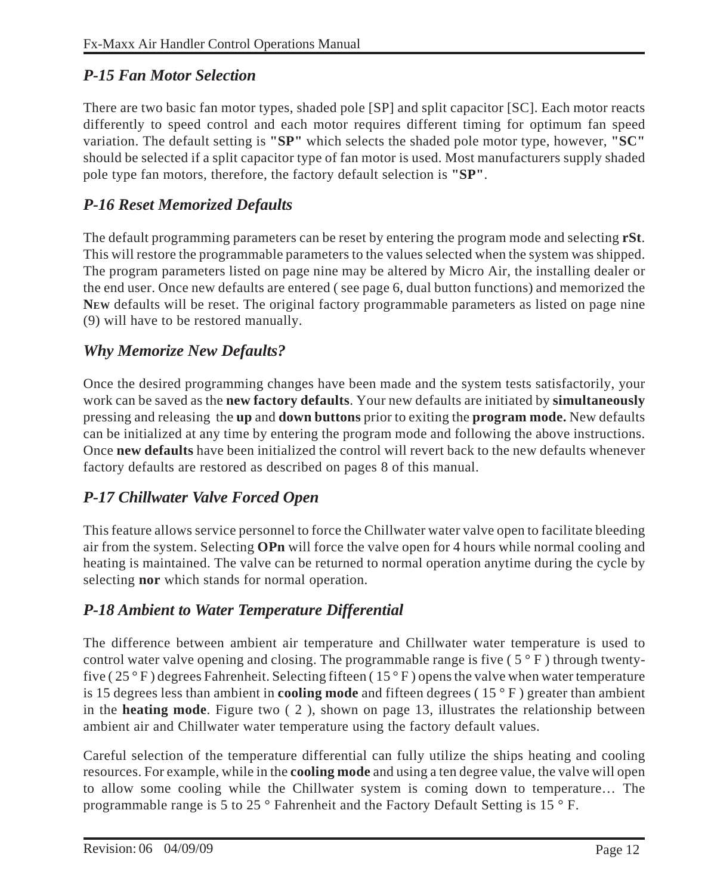## *P-15 Fan Motor Selection*

There are two basic fan motor types, shaded pole [SP] and split capacitor [SC]. Each motor reacts differently to speed control and each motor requires different timing for optimum fan speed variation. The default setting is **"SP"** which selects the shaded pole motor type, however, **"SC"** should be selected if a split capacitor type of fan motor is used. Most manufacturers supply shaded pole type fan motors, therefore, the factory default selection is **"SP"**.

## *P-16 Reset Memorized Defaults*

The default programming parameters can be reset by entering the program mode and selecting **rSt**. This will restore the programmable parameters to the values selected when the system was shipped. The program parameters listed on page nine may be altered by Micro Air, the installing dealer or the end user. Once new defaults are entered ( see page 6, dual button functions) and memorized the **NEW** defaults will be reset. The original factory programmable parameters as listed on page nine (9) will have to be restored manually.

## *Why Memorize New Defaults?*

Once the desired programming changes have been made and the system tests satisfactorily, your work can be saved as the **new factory defaults**. Your new defaults are initiated by **simultaneously** pressing and releasing the **up** and **down buttons** prior to exiting the **program mode.** New defaults can be initialized at any time by entering the program mode and following the above instructions. Once **new defaults** have been initialized the control will revert back to the new defaults whenever factory defaults are restored as described on pages 8 of this manual.

## *P-17 Chillwater Valve Forced Open*

This feature allows service personnel to force the Chillwater water valve open to facilitate bleeding air from the system. Selecting **OPn** will force the valve open for 4 hours while normal cooling and heating is maintained. The valve can be returned to normal operation anytime during the cycle by selecting **nor** which stands for normal operation.

## *P-18 Ambient to Water Temperature Differential*

The difference between ambient air temperature and Chillwater water temperature is used to control water valve opening and closing. The programmable range is five ( 5 ° F ) through twenty-five ( 25 ° F ) degrees Fahrenheit. Selecting fifteen ( 15 ° F ) opens the valve when water temperature is 15 degrees less than ambient in **cooling mode** and fifteen degrees ( 15 ° F ) greater than ambient in the **heating mode**. Figure two ( 2 ), shown on page 13, illustrates the relationship between ambient air and Chillwater water temperature using the factory default values.

Careful selection of the temperature differential can fully utilize the ships heating and cooling resources. For example, while in the **cooling mode** and using a ten degree value, the valve will open to allow some cooling while the Chillwater system is coming down to temperature… The programmable range is 5 to 25 ° Fahrenheit and the Factory Default Setting is 15 ° F.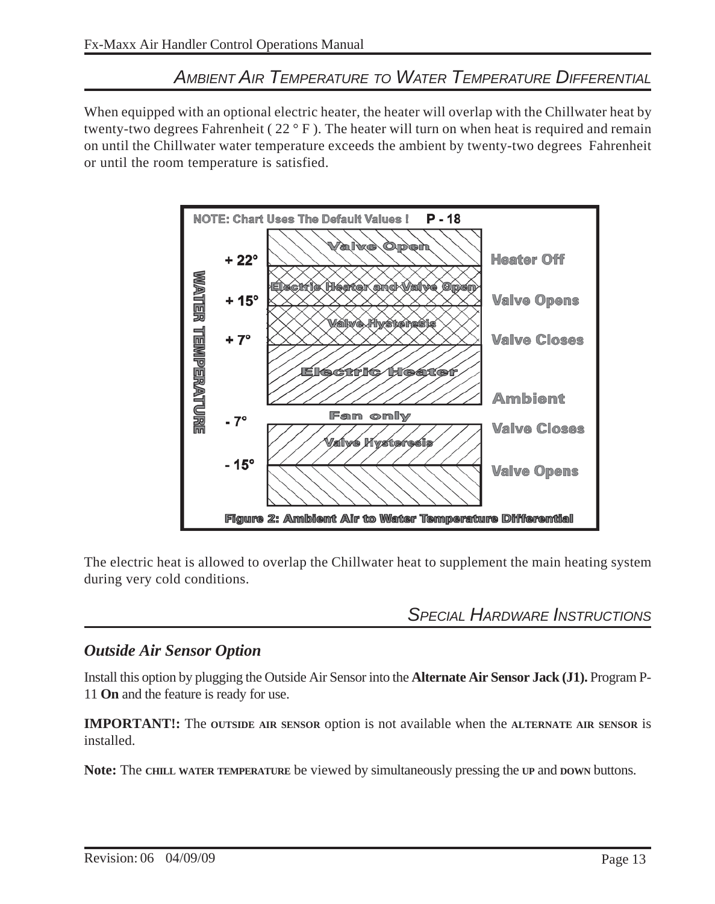## Ambient Air Temperature to Water Temperature Differential

When equipped with an optional electric heater, the heater will overlap with the Chillwater heat by twenty-two degrees Fahrenheit ( 22 ° F ). The heater will turn on when heat is required and remain on until the Chillwater water temperature exceeds the ambient by twenty-two degrees Fahrenheit or until the room temperature is satisfied.

NOTE: Chart Uses The Default Values ! **P - 18**

| WATER TEMPERATURE | Zone | |
|---|---|---|
| | Valve Open | |
| + 22° | | Heater Off |
| | Electric Heater and Valve Open | |
| + 15° | | Valve Opens |
| | Valve Hysteresis | |
| + 7° | | Valve Closes |
| | Electric Heater | |
| | | Ambient |
| | Fan only | |
| - 7° | | Valve Closes |
| | Valve Hysteresis | |
| - 15° | | Valve Opens |

**Figure 2: Ambient Air to Water Temperature Differential**

The electric heat is allowed to overlap the Chillwater heat to supplement the main heating system during very cold conditions.

## Special Hardware Instructions

### *Outside Air Sensor Option*

Install this option by plugging the Outside Air Sensor into the **Alternate Air Sensor Jack (J1).** Program P-11 **On** and the feature is ready for use.

**IMPORTANT!:** The **OUTSIDE AIR SENSOR** option is not available when the **ALTERNATE AIR SENSOR** is installed.

**Note:** The **CHILL WATER TEMPERATURE** be viewed by simultaneously pressing the **UP** and **DOWN** buttons.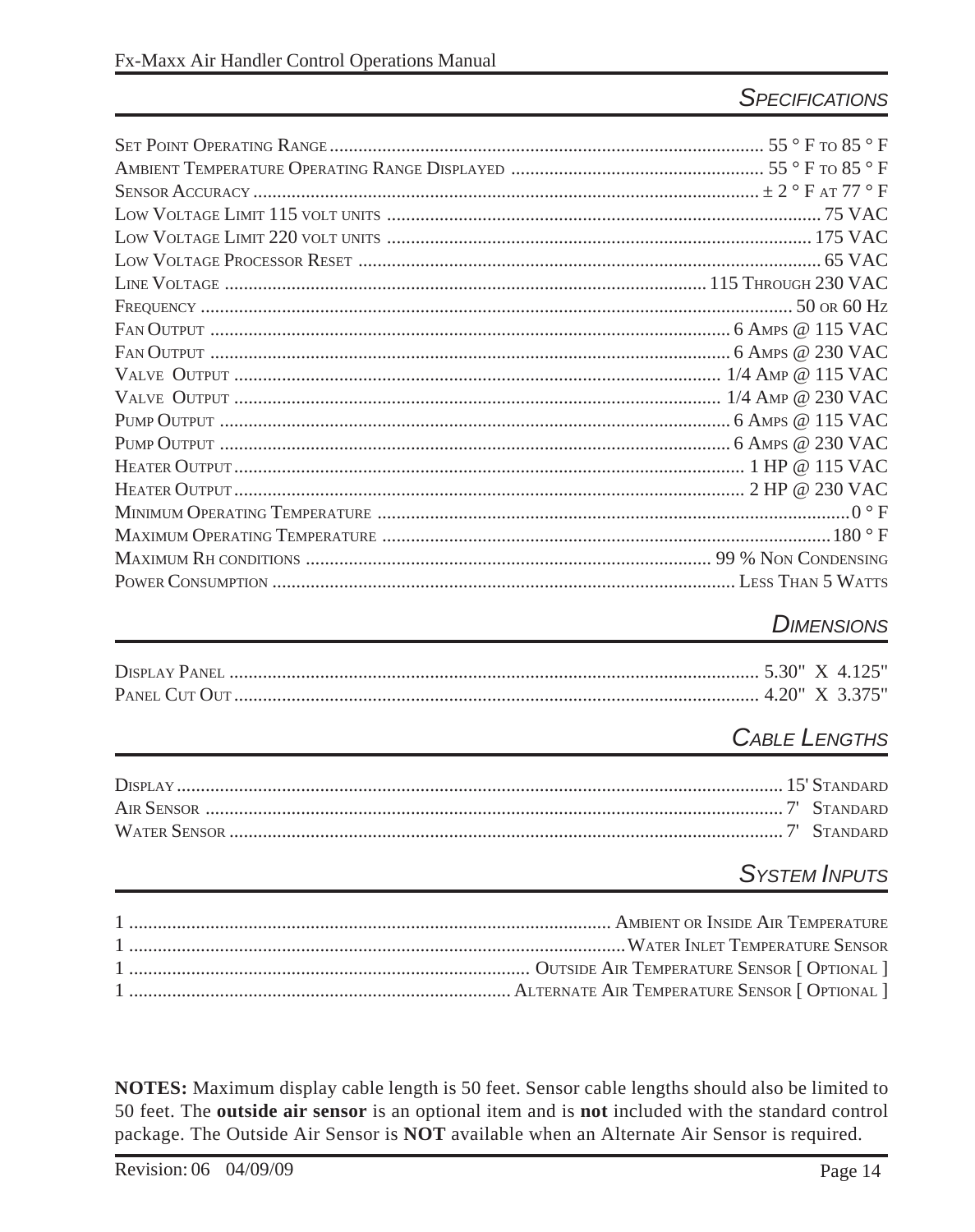## Specifications

| | |
|---|---|
| Set Point Operating Range | 55 ° F to 85 ° F |
| Ambient Temperature Operating Range Displayed | 55 ° F to 85 ° F |
| Sensor Accuracy | ± 2 ° F at 77 ° F |
| Low Voltage Limit 115 volt units | 75 VAC |
| Low Voltage Limit 220 volt units | 175 VAC |
| Low Voltage Processor Reset | 65 VAC |
| Line Voltage | 115 Through 230 VAC |
| Frequency | 50 or 60 Hz |
| Fan Output | 6 Amps @ 115 VAC |
| Fan Output | 6 Amps @ 230 VAC |
| Valve Output | 1/4 Amp @ 115 VAC |
| Valve Output | 1/4 Amp @ 230 VAC |
| Pump Output | 6 Amps @ 115 VAC |
| Pump Output | 6 Amps @ 230 VAC |
| Heater Output | 1 HP @ 115 VAC |
| Heater Output | 2 HP @ 230 VAC |
| Minimum Operating Temperature | 0 ° F |
| Maximum Operating Temperature | 180 ° F |
| Maximum Rh conditions | 99 % Non Condensing |
| Power Consumption | Less Than 5 Watts |

## Dimensions

| | |
|---|---|
| Display Panel | 5.30" X 4.125" |
| Panel Cut Out | 4.20" X 3.375" |

## Cable Lengths

| | |
|---|---|
| Display | 15' Standard |
| Air Sensor | 7' Standard |
| Water Sensor | 7' Standard |

## System Inputs

| | |
|---|---|
| 1 | Ambient or Inside Air Temperature |
| 1 | Water Inlet Temperature Sensor |
| 1 | Outside Air Temperature Sensor [ Optional ] |
| 1 | Alternate Air Temperature Sensor [ Optional ] |

**NOTES:** Maximum display cable length is 50 feet. Sensor cable lengths should also be limited to 50 feet. The **outside air sensor** is an optional item and is **not** included with the standard control package. The Outside Air Sensor is **NOT** available when an Alternate Air Sensor is required.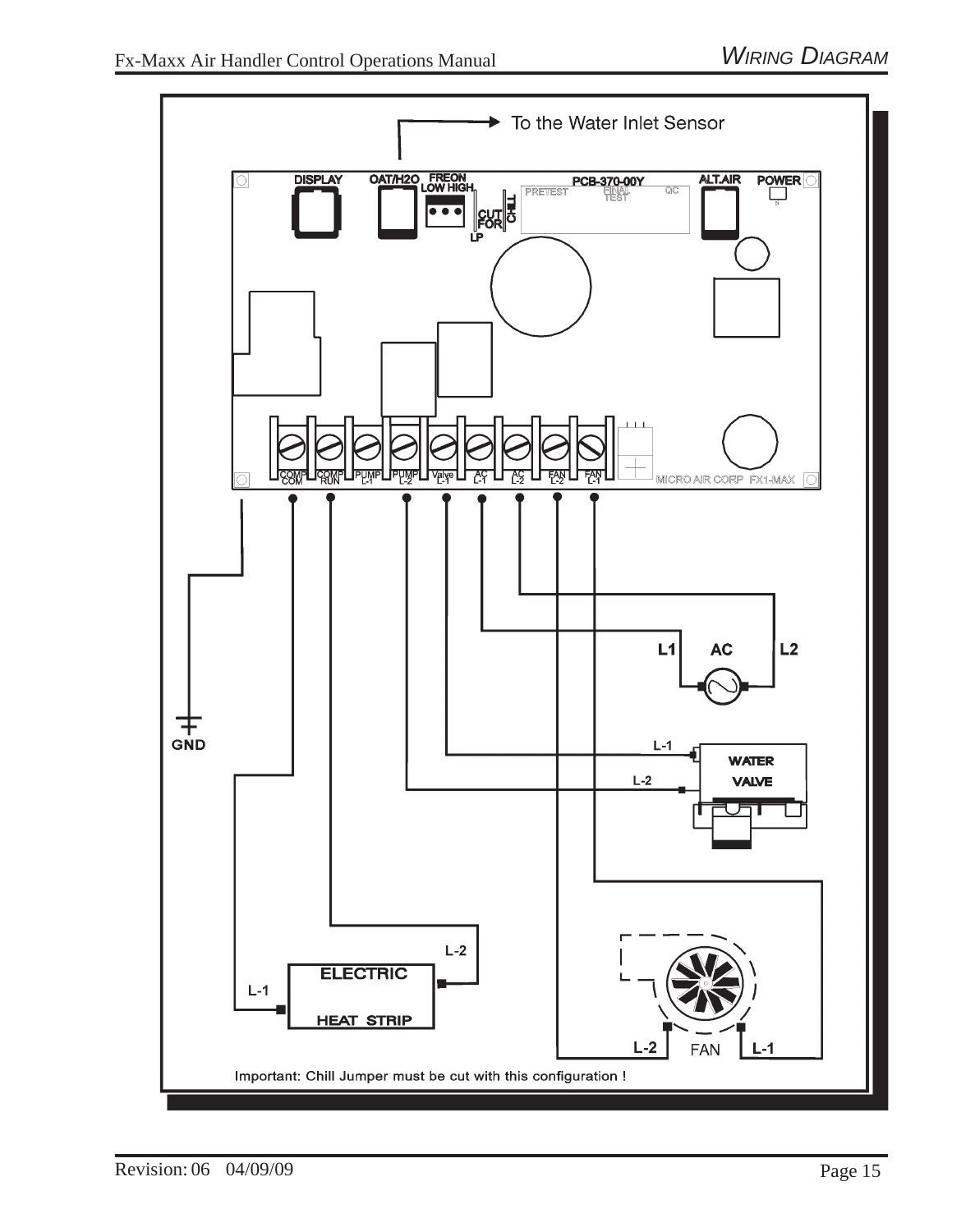# WIRING DIAGRAM

To the Water Inlet Sensor

DISPLAY | OAT/H2O | FREON LOW HIGH | CUT FOR LP | CHILL | PCB-370-00Y | PRETEST | FINAL TEST | QC | ALT.AIR | POWER

COMP COM | COMP RUN | PUMP L-1 | PUMP L-2 | Valve L-1 | AC L-1 | AC L-2 | FAN L-2 | FAN L-1

MICRO AIR CORP FX1-MAX

GND

L1 AC L2

L-1 WATER VALVE L-2

L-2 ELECTRIC HEAT STRIP L-1

L-2 FAN L-1

Important: Chill Jumper must be cut with this configuration !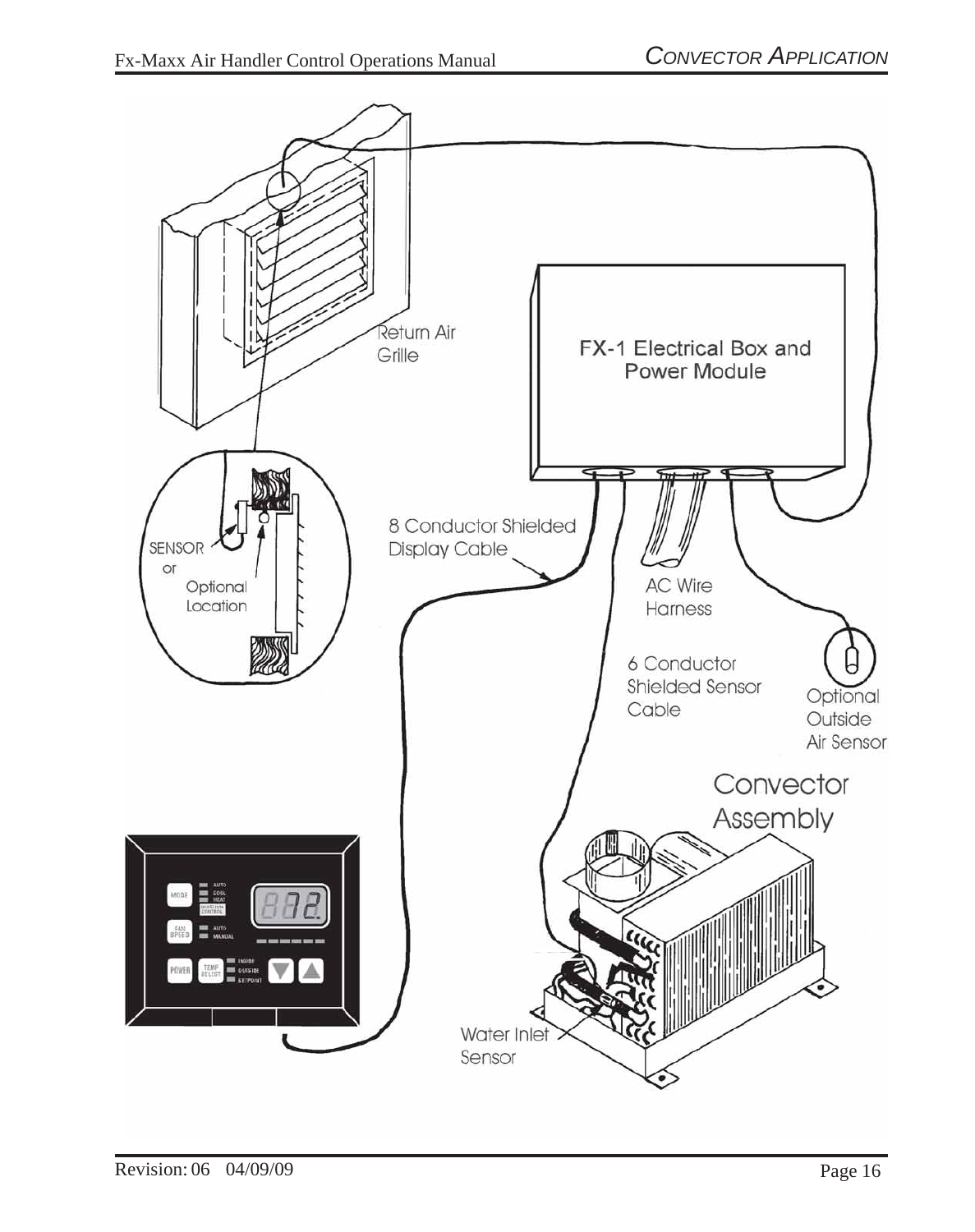Return Air
Grille

FX-1 Electrical Box and
Power Module

SENSOR
or
Optional
Location

8 Conductor Shielded
Display Cable

AC Wire
Harness

6 Conductor
Shielded Sensor
Cable

Optional
Outside
Air Sensor

Convector
Assembly

Water Inlet
Sensor